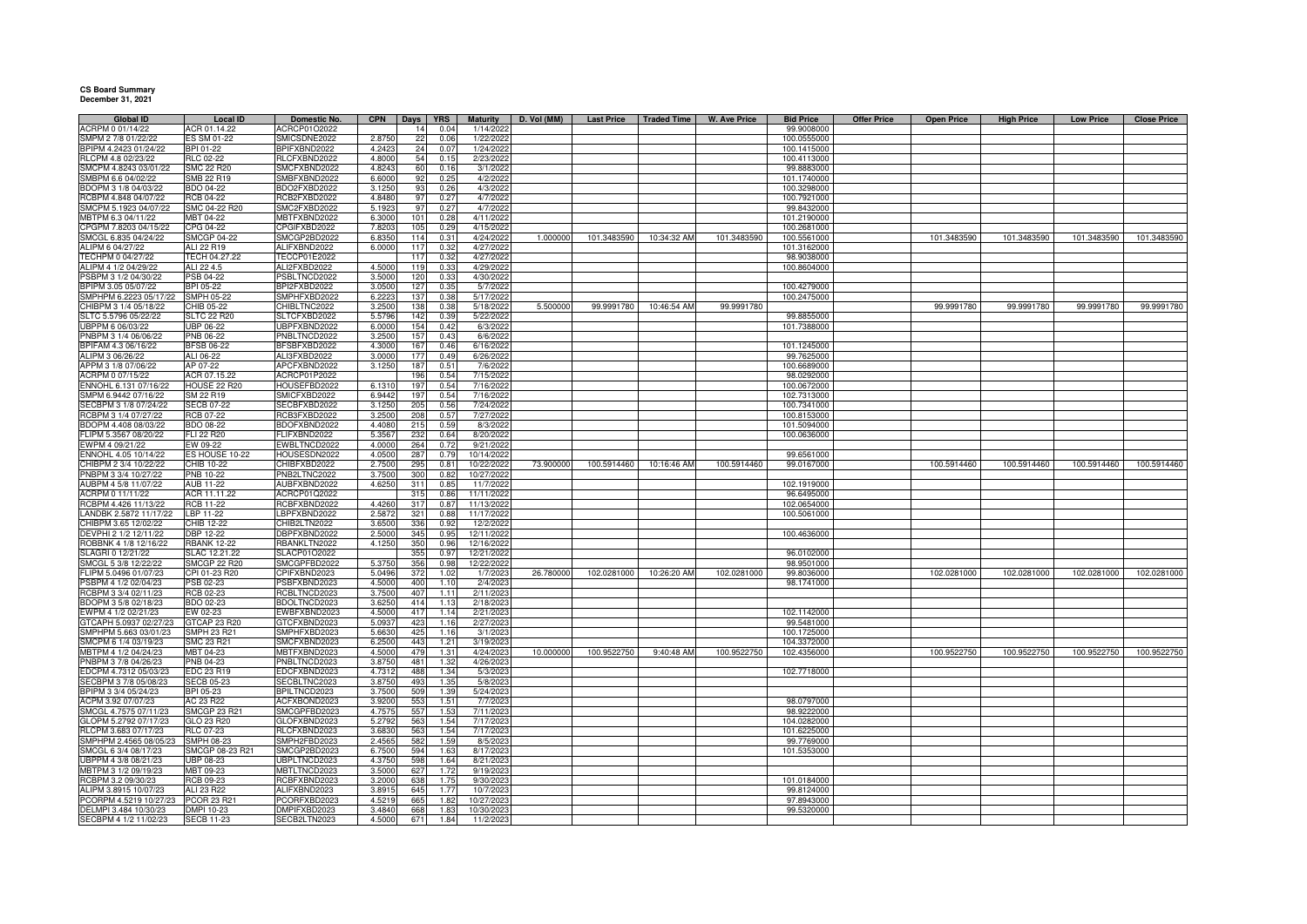**CS Board Summary**
**December 31, 2021**

| Global ID | Local ID | Domestic No. | CPN | Days | YRS | Maturity | D. Vol (MM) | Last Price | Traded Time | W. Ave Price | Bid Price | Offer Price | Open Price | High Price | Low Price | Close Price |
|---|---|---|---|---|---|---|---|---|---|---|---|---|---|---|---|---|
| ACRPM 0 01/14/22 | ACR 01.14.22 | ACRCP01O2022 | | 14 | 0.04 | 1/14/2022 | | | | | 99.9008000 | | | | | |
| SMPM 2 7/8 01/22/22 | ES SM 01-22 | SMICSDNE2022 | 2.8750 | 22 | 0.06 | 1/22/2022 | | | | | 100.0555000 | | | | | |
| BPIPM 4.2423 01/24/22 | BPI 01-22 | BPIFXBND2022 | 4.2423 | 24 | 0.07 | 1/24/2022 | | | | | 100.1415000 | | | | | |
| RLCPM 4.8 02/23/22 | RLC 02-22 | RLCFXBND2022 | 4.8000 | 54 | 0.15 | 2/23/2022 | | | | | 100.4113000 | | | | | |
| SMCPM 4.8243 03/01/22 | SMC 22 R20 | SMCFXBND2022 | 4.8243 | 60 | 0.16 | 3/1/2022 | | | | | 99.8883000 | | | | | |
| SMBPM 6.6 04/02/22 | SMB 22 R19 | SMBFXBND2022 | 6.6000 | 92 | 0.25 | 4/2/2022 | | | | | 101.1740000 | | | | | |
| BDOPM 3 1/8 04/03/22 | BDO 04-22 | BDO2FXBD2022 | 3.1250 | 93 | 0.26 | 4/3/2022 | | | | | 100.3298000 | | | | | |
| RCBPM 4.848 04/07/22 | RCB 04-22 | RCB2FXBD2022 | 4.8480 | 97 | 0.27 | 4/7/2022 | | | | | 100.7921000 | | | | | |
| SMCPM 5.1923 04/07/22 | SMC 04-22 R20 | SMC2FXBD2022 | 5.1923 | 97 | 0.27 | 4/7/2022 | | | | | 99.8432000 | | | | | |
| MBTPM 6.3 04/11/22 | MBT 04-22 | MBTFXBND2022 | 6.3000 | 101 | 0.28 | 4/11/2022 | | | | | 101.2190000 | | | | | |
| CPGPM 7.8203 04/15/22 | CPG 04-22 | CPGIFXBD2022 | 7.8203 | 105 | 0.29 | 4/15/2022 | | | | | 100.2681000 | | | | | |
| SMCGL 6.835 04/24/22 | SMCGP 04-22 | SMCGP2BD2022 | 6.8350 | 114 | 0.31 | 4/24/2022 | 1.000000 | 101.3483590 | 10:34:32 AM | 101.3483590 | 100.5561000 | | 101.3483590 | 101.3483590 | 101.3483590 | 101.3483590 |
| ALIPM 6 04/27/22 | ALI 22 R19 | ALIFXBND2022 | 6.0000 | 117 | 0.32 | 4/27/2022 | | | | | 101.3162000 | | | | | |
| TECHPM 0 04/27/22 | TECH 04.27.22 | TECCP01E2022 | | 117 | 0.32 | 4/27/2022 | | | | | 98.9038000 | | | | | |
| ALIPM 4 1/2 04/29/22 | ALI 22 4.5 | ALI2FXBD2022 | 4.5000 | 119 | 0.33 | 4/29/2022 | | | | | 100.8604000 | | | | | |
| PSBPM 3 1/2 04/30/22 | PSB 04-22 | PSBLTNCD2022 | 3.5000 | 120 | 0.33 | 4/30/2022 | | | | | | | | | | |
| BPIPM 3.05 05/07/22 | BPI 05-22 | BPI2FXBD2022 | 3.0500 | 127 | 0.35 | 5/7/2022 | | | | | 100.4279000 | | | | | |
| SMPHPM 6.2223 05/17/22 | SMPH 05-22 | SMPHFXBD2022 | 6.2223 | 137 | 0.38 | 5/17/2022 | | | | | 100.2475000 | | | | | |
| CHIBPM 3 1/4 05/18/22 | CHIB 05-22 | CHIBLTNC2022 | 3.2500 | 138 | 0.38 | 5/18/2022 | 5.500000 | 99.9991780 | 10:46:54 AM | 99.9991780 | | | 99.9991780 | 99.9991780 | 99.9991780 | 99.9991780 |
| SLTC 5.5796 05/22/22 | SLTC 22 R20 | SLTCFXBD2022 | 5.5796 | 142 | 0.39 | 5/22/2022 | | | | | 99.8855000 | | | | | |
| UBPPM 6 06/03/22 | UBP 06-22 | UBPFXBND2022 | 6.0000 | 154 | 0.42 | 6/3/2022 | | | | | 101.7388000 | | | | | |
| PNBPM 3 1/4 06/06/22 | PNB 06-22 | PNBLTNCD2022 | 3.2500 | 157 | 0.43 | 6/6/2022 | | | | | | | | | | |
| BPIFAM 4.3 06/16/22 | BFSB 06-22 | BFSBFXBD2022 | 4.3000 | 167 | 0.46 | 6/16/2022 | | | | | 101.1245000 | | | | | |
| ALIPM 3 06/26/22 | ALI 06-22 | ALI3FXBD2022 | 3.0000 | 177 | 0.49 | 6/26/2022 | | | | | 99.7625000 | | | | | |
| APPM 3 1/8 07/06/22 | AP 07-22 | APCFXBND2022 | 3.1250 | 187 | 0.51 | 7/6/2022 | | | | | 100.6689000 | | | | | |
| ACRPM 0 07/15/22 | ACR 07.15.22 | ACRCP01P2022 | | 196 | 0.54 | 7/15/2022 | | | | | 98.0292000 | | | | | |
| ENNOHL 6.131 07/16/22 | HOUSE 22 R20 | HOUSEFBD2022 | 6.1310 | 197 | 0.54 | 7/16/2022 | | | | | 100.0672000 | | | | | |
| SMPM 6.9442 07/16/22 | SM 22 R19 | SMICFXBD2022 | 6.9442 | 197 | 0.54 | 7/16/2022 | | | | | 102.7313000 | | | | | |
| SECBPM 3 1/8 07/24/22 | SECB 07-22 | SECBFXBD2022 | 3.1250 | 205 | 0.56 | 7/24/2022 | | | | | 100.7341000 | | | | | |
| RCBPM 3 1/4 07/27/22 | RCB 07-22 | RCB3FXBD2022 | 3.2500 | 208 | 0.57 | 7/27/2022 | | | | | 100.8153000 | | | | | |
| BDOPM 4.408 08/03/22 | BDO 08-22 | BDOFXBND2022 | 4.4080 | 215 | 0.59 | 8/3/2022 | | | | | 101.5094000 | | | | | |
| FLIPM 5.3567 08/20/22 | FLI 22 R20 | FLIFXBND2022 | 5.3567 | 232 | 0.64 | 8/20/2022 | | | | | 100.0636000 | | | | | |
| EWPM 4 09/21/22 | EW 09-22 | EWBLTNCD2022 | 4.0000 | 264 | 0.72 | 9/21/2022 | | | | | | | | | | |
| ENNOHL 4.05 10/14/22 | ES HOUSE 10-22 | HOUSESDN2022 | 4.0500 | 287 | 0.79 | 10/14/2022 | | | | | 99.6561000 | | | | | |
| CHIBPM 2 3/4 10/22/22 | CHIB 10-22 | CHIBFXBD2022 | 2.7500 | 295 | 0.81 | 10/22/2022 | 73.900000 | 100.5914460 | 10:16:46 AM | 100.5914460 | 99.0167000 | | 100.5914460 | 100.5914460 | 100.5914460 | 100.5914460 |
| PNBPM 3 3/4 10/27/22 | PNB 10-22 | PNB2LTNC2022 | 3.7500 | 300 | 0.82 | 10/27/2022 | | | | | | | | | | |
| AUBPM 4 5/8 11/07/22 | AUB 11-22 | AUBFXBND2022 | 4.6250 | 311 | 0.85 | 11/7/2022 | | | | | 102.1919000 | | | | | |
| ACRPM 0 11/11/22 | ACR 11.11.22 | ACRCP01Q2022 | | 315 | 0.86 | 11/11/2022 | | | | | 96.6495000 | | | | | |
| RCBPM 4.426 11/13/22 | RCB 11-22 | RCBFXBND2022 | 4.4260 | 317 | 0.87 | 11/13/2022 | | | | | 102.0654000 | | | | | |
| LANDBK 2.5872 11/17/22 | LBP 11-22 | LBPFXBND2022 | 2.5872 | 321 | 0.88 | 11/17/2022 | | | | | 100.5061000 | | | | | |
| CHIBPM 3.65 12/02/22 | CHIB 12-22 | CHIB2LTN2022 | 3.6500 | 336 | 0.92 | 12/2/2022 | | | | | | | | | | |
| DEVPHI 2 1/2 12/11/22 | DBP 12-22 | DBPFXBND2022 | 2.5000 | 345 | 0.95 | 12/11/2022 | | | | | 100.4636000 | | | | | |
| ROBBNK 4 1/8 12/16/22 | RBANK 12-22 | RBANKLTN2022 | 4.1250 | 350 | 0.96 | 12/16/2022 | | | | | | | | | | |
| SLAGRI 0 12/21/22 | SLAC 12.21.22 | SLACP01O2022 | | 355 | 0.97 | 12/21/2022 | | | | | 96.0102000 | | | | | |
| SMCGL 5 3/8 12/22/22 | SMCGP 22 R20 | SMCGPFBD2022 | 5.3750 | 356 | 0.98 | 12/22/2022 | | | | | 98.9501000 | | | | | |
| FLIPM 5.0496 01/07/23 | CPI 01-23 R20 | CPIFXBND2023 | 5.0496 | 372 | 1.02 | 1/7/2023 | 26.780000 | 102.0281000 | 10:26:20 AM | 102.0281000 | 99.8036000 | | 102.0281000 | 102.0281000 | 102.0281000 | 102.0281000 |
| PSBPM 4 1/2 02/04/23 | PSB 02-23 | PSBFXBND2023 | 4.5000 | 400 | 1.10 | 2/4/2023 | | | | | 98.1741000 | | | | | |
| RCBPM 3 3/4 02/11/23 | RCB 02-23 | RCBLTNCD2023 | 3.7500 | 407 | 1.11 | 2/11/2023 | | | | | | | | | | |
| BDOPM 3 5/8 02/18/23 | BDO 02-23 | BDOLTNCD2023 | 3.6250 | 414 | 1.13 | 2/18/2023 | | | | | | | | | | |
| EWPM 4 1/2 02/21/23 | EW 02-23 | EWBFXBND2023 | 4.5000 | 417 | 1.14 | 2/21/2023 | | | | | 102.1142000 | | | | | |
| GTCAPH 5.0937 02/27/23 | GTCAP 23 R20 | GTCFXBND2023 | 5.0937 | 423 | 1.16 | 2/27/2023 | | | | | 99.5481000 | | | | | |
| SMPHPM 5.663 03/01/23 | SMPH 23 R21 | SMPHFXBD2023 | 5.6630 | 425 | 1.16 | 3/1/2023 | | | | | 100.1725000 | | | | | |
| SMCPM 6 1/4 03/19/23 | SMC 23 R21 | SMCFXBND2023 | 6.2500 | 443 | 1.21 | 3/19/2023 | | | | | 104.3372000 | | | | | |
| MBTPM 4 1/2 04/24/23 | MBT 04-23 | MBTFXBND2023 | 4.5000 | 479 | 1.31 | 4/24/2023 | 10.000000 | 100.9522750 | 9:40:48 AM | 100.9522750 | 102.4356000 | | 100.9522750 | 100.9522750 | 100.9522750 | 100.9522750 |
| PNBPM 3 7/8 04/26/23 | PNB 04-23 | PNBLTNCD2023 | 3.8750 | 481 | 1.32 | 4/26/2023 | | | | | | | | | | |
| EDCPM 4.7312 05/03/23 | EDC 23 R19 | EDCFXBND2023 | 4.7312 | 488 | 1.34 | 5/3/2023 | | | | | 102.7718000 | | | | | |
| SECBPM 3 7/8 05/08/23 | SECB 05-23 | SECBLTNC2023 | 3.8750 | 493 | 1.35 | 5/8/2023 | | | | | | | | | | |
| BPIPM 3 3/4 05/24/23 | BPI 05-23 | BPILTNCD2023 | 3.7500 | 509 | 1.39 | 5/24/2023 | | | | | | | | | | |
| ACPM 3.92 07/07/23 | AC 23 R22 | ACFXBOND2023 | 3.9200 | 553 | 1.51 | 7/7/2023 | | | | | 98.0797000 | | | | | |
| SMCGL 4.7575 07/11/23 | SMCGP 23 R21 | SMCGPFBD2023 | 4.7575 | 557 | 1.53 | 7/11/2023 | | | | | 98.9222000 | | | | | |
| GLOPM 5.2792 07/17/23 | GLO 23 R20 | GLOFXBND2023 | 5.2792 | 563 | 1.54 | 7/17/2023 | | | | | 104.0282000 | | | | | |
| RLCPM 3.683 07/17/23 | RLC 07-23 | RLCFXBND2023 | 3.6830 | 563 | 1.54 | 7/17/2023 | | | | | 101.6225000 | | | | | |
| SMPHPM 2.4565 08/05/23 | SMPH 08-23 | SMPH2FBD2023 | 2.4565 | 582 | 1.59 | 8/5/2023 | | | | | 99.7769000 | | | | | |
| SMCGL 6 3/4 08/17/23 | SMCGP 08-23 R21 | SMCGP2BD2023 | 6.7500 | 594 | 1.63 | 8/17/2023 | | | | | 101.5353000 | | | | | |
| UBPPM 4 3/8 08/21/23 | UBP 08-23 | UBPLTNCD2023 | 4.3750 | 598 | 1.64 | 8/21/2023 | | | | | | | | | | |
| MBTPM 3 1/2 09/19/23 | MBT 09-23 | MBTLTNCD2023 | 3.5000 | 627 | 1.72 | 9/19/2023 | | | | | | | | | | |
| RCBPM 3.2 09/30/23 | RCB 09-23 | RCBFXBND2023 | 3.2000 | 638 | 1.75 | 9/30/2023 | | | | | 101.0184000 | | | | | |
| ALIPM 3.8915 10/07/23 | ALI 23 R22 | ALIFXBND2023 | 3.8915 | 645 | 1.77 | 10/7/2023 | | | | | 99.8124000 | | | | | |
| PCORPM 4.5219 10/27/23 | PCOR 23 R21 | PCORFXBD2023 | 4.5219 | 665 | 1.82 | 10/27/2023 | | | | | 97.8943000 | | | | | |
| DELMPI 3.484 10/30/23 | DMPI 10-23 | DMPIFXBD2023 | 3.4840 | 668 | 1.83 | 10/30/2023 | | | | | 99.5320000 | | | | | |
| SECBPM 4 1/2 11/02/23 | SECB 11-23 | SECB2LTN2023 | 4.5000 | 671 | 1.84 | 11/2/2023 | | | | | | | | | | |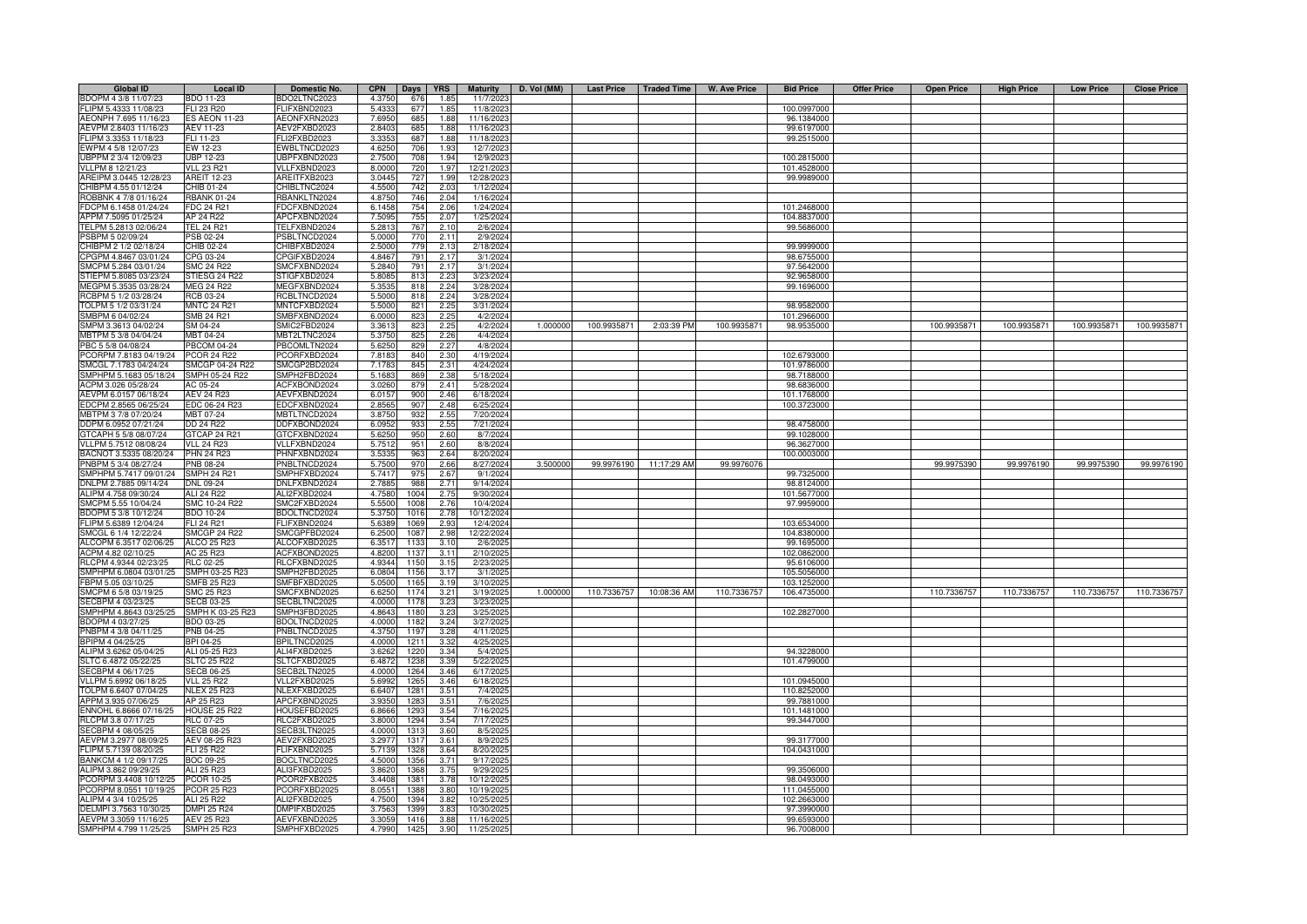| Global ID | Local ID | Domestic No. | CPN | Days | YRS | Maturity | D. Vol (MM) | Last Price | Traded Time | W. Ave Price | Bid Price | Offer Price | Open Price | High Price | Low Price | Close Price |
|---|---|---|---|---|---|---|---|---|---|---|---|---|---|---|---|---|
| BDOPM 4 3/8 11/07/23 | BDO 11-23 | BDO2LTNC2023 | 4.3750 | 676 | 1.85 | 11/7/2023 | | | | | | | | | | |
| FLIPM 5.4333 11/08/23 | FLI 23 R20 | FLIFXBND2023 | 5.4333 | 677 | 1.85 | 11/8/2023 | | | | | 100.0997000 | | | | | |
| AEONPH 7.695 11/16/23 | ES AEON 11-23 | AEONFXRN2023 | 7.6950 | 685 | 1.88 | 11/16/2023 | | | | | 96.1384000 | | | | | |
| AEVPM 2.8403 11/16/23 | AEV 11-23 | AEV2FXBD2023 | 2.8403 | 685 | 1.88 | 11/16/2023 | | | | | 99.6197000 | | | | | |
| FLIPM 3.3353 11/18/23 | FLI 11-23 | FLI2FXBD2023 | 3.3353 | 687 | 1.88 | 11/18/2023 | | | | | 99.2515000 | | | | | |
| EWPM 4 5/8 12/07/23 | EW 12-23 | EWBLTNCD2023 | 4.6250 | 706 | 1.93 | 12/7/2023 | | | | | | | | | | |
| UBPPM 2 3/4 12/09/23 | UBP 12-23 | UBPFXBND2023 | 2.7500 | 708 | 1.94 | 12/9/2023 | | | | | 100.2815000 | | | | | |
| VLLPM 8 12/21/23 | VLL 23 R21 | VLLFXBND2023 | 8.0000 | 720 | 1.97 | 12/21/2023 | | | | | 101.4528000 | | | | | |
| AREIPM 3.0445 12/28/23 | AREIT 12-23 | AREITFXB2023 | 3.0445 | 727 | 1.99 | 12/28/2023 | | | | | 99.9989000 | | | | | |
| CHIBPM 4.55 01/12/24 | CHIB 01-24 | CHIBLTNC2024 | 4.5500 | 742 | 2.03 | 1/12/2024 | | | | | | | | | | |
| ROBBNK 4 7/8 01/16/24 | RBANK 01-24 | RBANKLTN2024 | 4.8750 | 746 | 2.04 | 1/16/2024 | | | | | | | | | | |
| FDCPM 6.1458 01/24/24 | FDC 24 R21 | FDCFXBND2024 | 6.1458 | 754 | 2.06 | 1/24/2024 | | | | | 101.2468000 | | | | | |
| APPM 7.5095 01/25/24 | AP 24 R22 | APCFXBND2024 | 7.5095 | 755 | 2.07 | 1/25/2024 | | | | | 104.8837000 | | | | | |
| TELPM 5.2813 02/06/24 | TEL 24 R21 | TELFXBND2024 | 5.2813 | 767 | 2.10 | 2/6/2024 | | | | | 99.5686000 | | | | | |
| PSBPM 5 02/09/24 | PSB 02-24 | PSBLTNCD2024 | 5.0000 | 770 | 2.11 | 2/9/2024 | | | | | | | | | | |
| CHIBPM 2 1/2 02/18/24 | CHIB 02-24 | CHIBFXBD2024 | 2.5000 | 779 | 2.13 | 2/18/2024 | | | | | 99.9999000 | | | | | |
| CPGPM 4.8467 03/01/24 | CPG 03-24 | CPGIFXBD2024 | 4.8467 | 791 | 2.17 | 3/1/2024 | | | | | 98.6755000 | | | | | |
| SMCPM 5.284 03/01/24 | SMC 24 R22 | SMCFXBND2024 | 5.2840 | 791 | 2.17 | 3/1/2024 | | | | | 97.5642000 | | | | | |
| STIEPM 5.8085 03/23/24 | STIESG 24 R22 | STIGFXBD2024 | 5.8085 | 813 | 2.23 | 3/23/2024 | | | | | 92.9658000 | | | | | |
| MEGPM 5.3535 03/28/24 | MEG 24 R22 | MEGFXBND2024 | 5.3535 | 818 | 2.24 | 3/28/2024 | | | | | 99.1696000 | | | | | |
| RCBPM 5 1/2 03/28/24 | RCB 03-24 | RCBLTNCD2024 | 5.5000 | 818 | 2.24 | 3/28/2024 | | | | | | | | | | |
| TOLPM 5 1/2 03/31/24 | MNTC 24 R21 | MNTCFXBD2024 | 5.5000 | 821 | 2.25 | 3/31/2024 | | | | | 98.9582000 | | | | | |
| SMBPM 6 04/02/24 | SMB 24 R21 | SMBFXBND2024 | 6.0000 | 823 | 2.25 | 4/2/2024 | | | | | 101.2966000 | | | | | |
| SMPM 3.3613 04/02/24 | SM 04-24 | SMIC2FBD2024 | 3.3613 | 823 | 2.25 | 4/2/2024 | 1.000000 | 100.9935871 | 2:03:39 PM | 100.9935871 | 98.9535000 | | 100.9935871 | 100.9935871 | 100.9935871 | 100.9935871 |
| MBTPM 5 3/8 04/04/24 | MBT 04-24 | MBT2LTNC2024 | 5.3750 | 825 | 2.26 | 4/4/2024 | | | | | | | | | | |
| PBC 5 5/8 04/08/24 | PBCOM 04-24 | PBCOMLTN2024 | 5.6250 | 829 | 2.27 | 4/8/2024 | | | | | | | | | | |
| PCORPM 7.8183 04/19/24 | PCOR 24 R22 | PCORFXBD2024 | 7.8183 | 840 | 2.30 | 4/19/2024 | | | | | 102.6793000 | | | | | |
| SMCGL 7.1783 04/24/24 | SMCGP 04-24 R22 | SMCGP2BD2024 | 7.1783 | 845 | 2.31 | 4/24/2024 | | | | | 101.9786000 | | | | | |
| SMPHPM 5.1683 05/18/24 | SMPH 05-24 R22 | SMPH2FBD2024 | 5.1683 | 869 | 2.38 | 5/18/2024 | | | | | 98.7188000 | | | | | |
| ACPM 3.026 05/28/24 | AC 05-24 | ACFXBOND2024 | 3.0260 | 879 | 2.41 | 5/28/2024 | | | | | 98.6836000 | | | | | |
| AEVPM 6.0157 06/18/24 | AEV 24 R23 | AEVFXBND2024 | 6.0157 | 900 | 2.46 | 6/18/2024 | | | | | 101.1768000 | | | | | |
| EDCPM 2.8565 06/25/24 | EDC 06-24 R23 | EDCFXBND2024 | 2.8565 | 907 | 2.48 | 6/25/2024 | | | | | 100.3723000 | | | | | |
| MBTPM 3 7/8 07/20/24 | MBT 07-24 | MBTLTNCD2024 | 3.8750 | 932 | 2.55 | 7/20/2024 | | | | | | | | | | |
| DDPM 6.0952 07/21/24 | DD 24 R22 | DDFXBOND2024 | 6.0952 | 933 | 2.55 | 7/21/2024 | | | | | 98.4758000 | | | | | |
| GTCAPH 5 5/8 08/07/24 | GTCAP 24 R21 | GTCFXBND2024 | 5.6250 | 950 | 2.60 | 8/7/2024 | | | | | 99.1028000 | | | | | |
| VLLPM 5.7512 08/08/24 | VLL 24 R23 | VLLFXBND2024 | 5.7512 | 951 | 2.60 | 8/8/2024 | | | | | 96.3627000 | | | | | |
| BACNOT 3.5335 08/20/24 | PHN 24 R23 | PHNFXBND2024 | 3.5335 | 963 | 2.64 | 8/20/2024 | | | | | 100.0003000 | | | | | |
| PNBPM 5 3/4 08/27/24 | PNB 08-24 | PNBLTNCD2024 | 5.7500 | 970 | 2.66 | 8/27/2024 | 3.500000 | 99.9976190 | 11:17:29 AM | 99.9976076 | | | 99.9975390 | 99.9976190 | 99.9975390 | 99.9976190 |
| SMPHPM 5.7417 09/01/24 | SMPH 24 R21 | SMPHFXBD2024 | 5.7417 | 975 | 2.67 | 9/1/2024 | | | | | 99.7325000 | | | | | |
| DNLPM 2.7885 09/14/24 | DNL 09-24 | DNLFXBND2024 | 2.7885 | 988 | 2.71 | 9/14/2024 | | | | | 98.8124000 | | | | | |
| ALIPM 4.758 09/30/24 | ALI 24 R22 | ALI2FXBD2024 | 4.7580 | 1004 | 2.75 | 9/30/2024 | | | | | 101.5677000 | | | | | |
| SMCPM 5.55 10/04/24 | SMC 10-24 R22 | SMC2FXBD2024 | 5.5500 | 1008 | 2.76 | 10/4/2024 | | | | | 97.9959000 | | | | | |
| BDOPM 5 3/8 10/12/24 | BDO 10-24 | BDOLTNCD2024 | 5.3750 | 1016 | 2.78 | 10/12/2024 | | | | | | | | | | |
| FLIPM 5.6389 12/04/24 | FLI 24 R21 | FLIFXBND2024 | 5.6389 | 1069 | 2.93 | 12/4/2024 | | | | | 103.6534000 | | | | | |
| SMCGL 6 1/4 12/22/24 | SMCGP 24 R22 | SMCGPFBD2024 | 6.2500 | 1087 | 2.98 | 12/22/2024 | | | | | 104.8380000 | | | | | |
| ALCOPM 6.3517 02/06/25 | ALCO 25 R23 | ALCOFXBD2025 | 6.3517 | 1133 | 3.10 | 2/6/2025 | | | | | 99.1695000 | | | | | |
| ACPM 4.82 02/10/25 | AC 25 R23 | ACFXBOND2025 | 4.8200 | 1137 | 3.11 | 2/10/2025 | | | | | 102.0862000 | | | | | |
| RLCPM 4.9344 02/23/25 | RLC 02-25 | RLCFXBND2025 | 4.9344 | 1150 | 3.15 | 2/23/2025 | | | | | 95.6106000 | | | | | |
| SMPHPM 6.0804 03/01/25 | SMPH 03-25 R23 | SMPH2FBD2025 | 6.0804 | 1156 | 3.17 | 3/1/2025 | | | | | 105.5056000 | | | | | |
| FBPM 5.05 03/10/25 | SMFB 25 R23 | SMFBFXBD2025 | 5.0500 | 1165 | 3.19 | 3/10/2025 | | | | | 103.1252000 | | | | | |
| SMCPM 6 5/8 03/19/25 | SMC 25 R23 | SMCFXBND2025 | 6.6250 | 1174 | 3.21 | 3/19/2025 | 1.000000 | 110.7336757 | 10:08:36 AM | 110.7336757 | 106.4735000 | | 110.7336757 | 110.7336757 | 110.7336757 | 110.7336757 |
| SECBPM 4 03/23/25 | SECB 03-25 | SECBLTNC2025 | 4.0000 | 1178 | 3.23 | 3/23/2025 | | | | | | | | | | |
| SMPHPM 4.8643 03/25/25 | SMPH K 03-25 R23 | SMPH3FBD2025 | 4.8643 | 1180 | 3.23 | 3/25/2025 | | | | | 102.2827000 | | | | | |
| BDOPM 4 03/27/25 | BDO 03-25 | BDOLTNCD2025 | 4.0000 | 1182 | 3.24 | 3/27/2025 | | | | | | | | | | |
| PNBPM 4 3/8 04/11/25 | PNB 04-25 | PNBLTNCD2025 | 4.3750 | 1197 | 3.28 | 4/11/2025 | | | | | | | | | | |
| BPIPM 4 04/25/25 | BPI 04-25 | BPILTNCD2025 | 4.0000 | 1211 | 3.32 | 4/25/2025 | | | | | | | | | | |
| ALIPM 3.6262 05/04/25 | ALI 05-25 R23 | ALI4FXBD2025 | 3.6262 | 1220 | 3.34 | 5/4/2025 | | | | | 94.3228000 | | | | | |
| SLTC 6.4872 05/22/25 | SLTC 25 R22 | SLTCFXBD2025 | 6.4872 | 1238 | 3.39 | 5/22/2025 | | | | | 101.4799000 | | | | | |
| SECBPM 4 06/17/25 | SECB 06-25 | SECB2LTN2025 | 4.0000 | 1264 | 3.46 | 6/17/2025 | | | | | | | | | | |
| VLLPM 5.6992 06/18/25 | VLL 25 R22 | VLL2FXBD2025 | 5.6992 | 1265 | 3.46 | 6/18/2025 | | | | | 101.0945000 | | | | | |
| TOLPM 6.6407 07/04/25 | NLEX 25 R23 | NLEXFXBD2025 | 6.6407 | 1281 | 3.51 | 7/4/2025 | | | | | 110.8252000 | | | | | |
| APPM 3.935 07/06/25 | AP 25 R23 | APCFXBND2025 | 3.9350 | 1283 | 3.51 | 7/6/2025 | | | | | 99.7881000 | | | | | |
| ENNOHL 6.8666 07/16/25 | HOUSE 25 R22 | HOUSEFBD2025 | 6.8666 | 1293 | 3.54 | 7/16/2025 | | | | | 101.1481000 | | | | | |
| RLCPM 3.8 07/17/25 | RLC 07-25 | RLC2FXBD2025 | 3.8000 | 1294 | 3.54 | 7/17/2025 | | | | | 99.3447000 | | | | | |
| SECBPM 4 08/05/25 | SECB 08-25 | SECB3LTN2025 | 4.0000 | 1313 | 3.60 | 8/5/2025 | | | | | | | | | | |
| AEVPM 3.2977 08/09/25 | AEV 08-25 R23 | AEV2FXBD2025 | 3.2977 | 1317 | 3.61 | 8/9/2025 | | | | | 99.3177000 | | | | | |
| FLIPM 5.7139 08/20/25 | FLI 25 R22 | FLIFXBND2025 | 5.7139 | 1328 | 3.64 | 8/20/2025 | | | | | 104.0431000 | | | | | |
| BANKCM 4 1/2 09/17/25 | BOC 09-25 | BOCLTNCD2025 | 4.5000 | 1356 | 3.71 | 9/17/2025 | | | | | | | | | | |
| ALIPM 3.862 09/29/25 | ALI 25 R23 | ALI3FXBD2025 | 3.8620 | 1368 | 3.75 | 9/29/2025 | | | | | 99.3506000 | | | | | |
| PCORPM 3.4408 10/12/25 | PCOR 10-25 | PCOR2FXB2025 | 3.4408 | 1381 | 3.78 | 10/12/2025 | | | | | 98.0493000 | | | | | |
| PCORPM 8.0551 10/19/25 | PCOR 25 R23 | PCORFXBD2025 | 8.0551 | 1388 | 3.80 | 10/19/2025 | | | | | 111.0455000 | | | | | |
| ALIPM 4 3/4 10/25/25 | ALI 25 R22 | ALI2FXBD2025 | 4.7500 | 1394 | 3.82 | 10/25/2025 | | | | | 102.2663000 | | | | | |
| DELMPI 3.7563 10/30/25 | DMPI 25 R24 | DMPIFXBD2025 | 3.7563 | 1399 | 3.83 | 10/30/2025 | | | | | 97.3990000 | | | | | |
| AEVPM 3.3059 11/16/25 | AEV 25 R23 | AEVFXBND2025 | 3.3059 | 1416 | 3.88 | 11/16/2025 | | | | | 99.6593000 | | | | | |
| SMPHPM 4.799 11/25/25 | SMPH 25 R23 | SMPHFXBD2025 | 4.7990 | 1425 | 3.90 | 11/25/2025 | | | | | 96.7008000 | | | | | |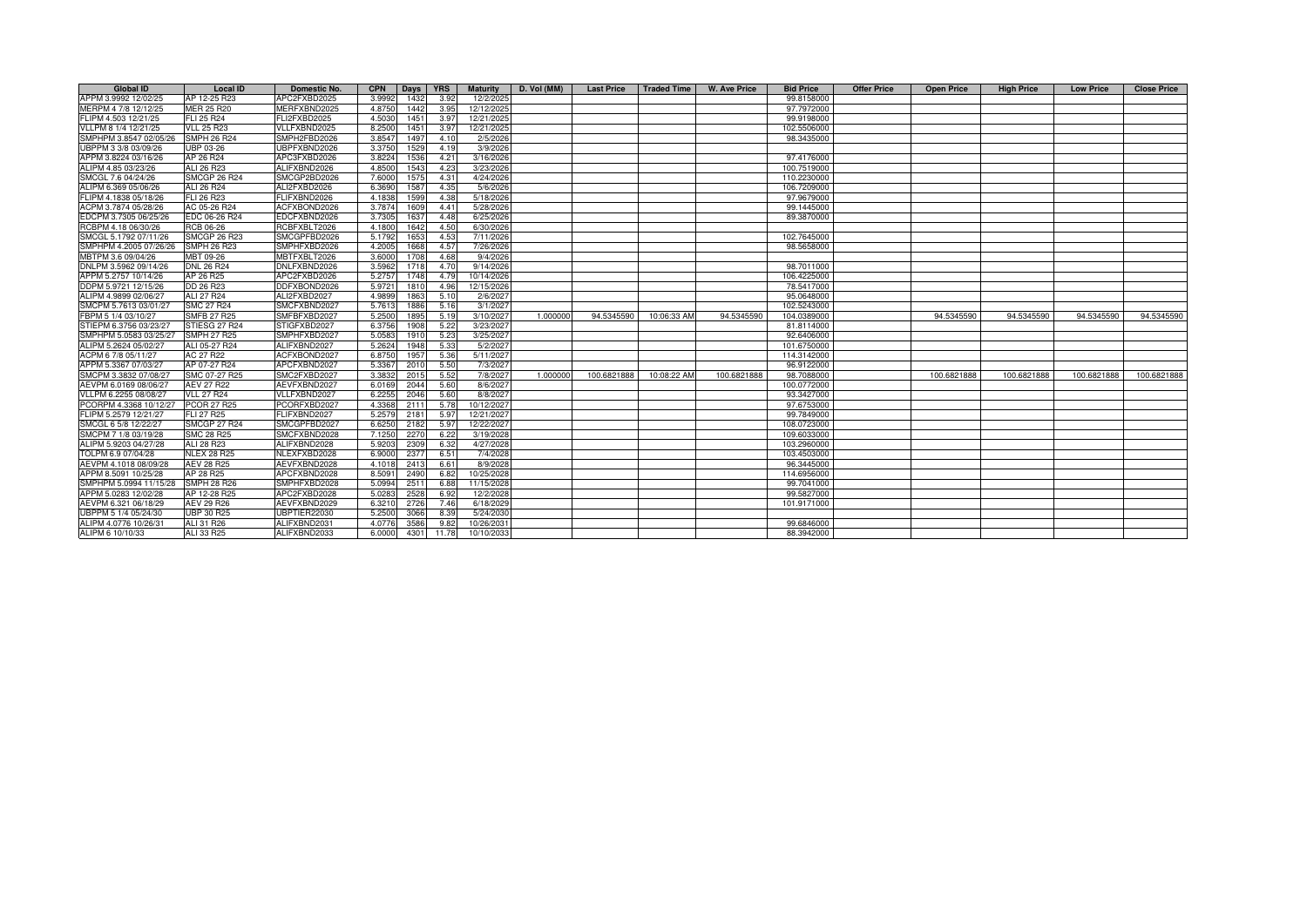| Global ID | Local ID | Domestic No. | CPN | Days | YRS | Maturity | D. Vol (MM) | Last Price | Traded Time | W. Ave Price | Bid Price | Offer Price | Open Price | High Price | Low Price | Close Price |
|---|---|---|---|---|---|---|---|---|---|---|---|---|---|---|---|---|
| APPM 3.9992 12/02/25 | AP 12-25 R23 | APC2FXBD2025 | 3.9992 | 1432 | 3.92 | 12/2/2025 | | | | | 99.8158000 | | | | | |
| MERPM 4 7/8 12/12/25 | MER 25 R20 | MERFXBND2025 | 4.8750 | 1442 | 3.95 | 12/12/2025 | | | | | 97.7972000 | | | | | |
| FLIPM 4.503 12/21/25 | FLI 25 R24 | FLI2FXBD2025 | 4.5030 | 1451 | 3.97 | 12/21/2025 | | | | | 99.9198000 | | | | | |
| VLLPM 8 1/4 12/21/25 | VLL 25 R23 | VLLFXBND2025 | 8.2500 | 1451 | 3.97 | 12/21/2025 | | | | | 102.5506000 | | | | | |
| SMPHPM 3.8547 02/05/26 | SMPH 26 R24 | SMPH2FBD2026 | 3.8547 | 1497 | 4.10 | 2/5/2026 | | | | | 98.3435000 | | | | | |
| UBPPM 3 3/8 03/09/26 | UBP 03-26 | UBPFXBND2026 | 3.3750 | 1529 | 4.19 | 3/9/2026 | | | | | | | | | | |
| APPM 3.8224 03/16/26 | AP 26 R24 | APC3FXBD2026 | 3.8224 | 1536 | 4.21 | 3/16/2026 | | | | | 97.4176000 | | | | | |
| ALIPM 4.85 03/23/26 | ALI 26 R23 | ALIFXBND2026 | 4.8500 | 1543 | 4.23 | 3/23/2026 | | | | | 100.7519000 | | | | | |
| SMCGL 7.6 04/24/26 | SMCGP 26 R24 | SMCGP2BD2026 | 7.6000 | 1575 | 4.31 | 4/24/2026 | | | | | 110.2230000 | | | | | |
| ALIPM 6.369 05/06/26 | ALI 26 R24 | ALI2FXBD2026 | 6.3690 | 1587 | 4.35 | 5/6/2026 | | | | | 106.7209000 | | | | | |
| FLIPM 4.1838 05/18/26 | FLI 26 R23 | FLIFXBND2026 | 4.1838 | 1599 | 4.38 | 5/18/2026 | | | | | 97.9679000 | | | | | |
| ACPM 3.7874 05/28/26 | AC 05-26 R24 | ACFXBOND2026 | 3.7874 | 1609 | 4.41 | 5/28/2026 | | | | | 99.1445000 | | | | | |
| EDCPM 3.7305 06/25/26 | EDC 06-26 R24 | EDCFXBND2026 | 3.7305 | 1637 | 4.48 | 6/25/2026 | | | | | 89.3870000 | | | | | |
| RCBPM 4.18 06/30/26 | RCB 06-26 | RCBFXBLT2026 | 4.1800 | 1642 | 4.50 | 6/30/2026 | | | | | | | | | | |
| SMCGL 5.1792 07/11/26 | SMCGP 26 R23 | SMCGPFBD2026 | 5.1792 | 1653 | 4.53 | 7/11/2026 | | | | | 102.7645000 | | | | | |
| SMPHPM 4.2005 07/26/26 | SMPH 26 R23 | SMPHFXBD2026 | 4.2005 | 1668 | 4.57 | 7/26/2026 | | | | | 98.5658000 | | | | | |
| MBTPM 3.6 09/04/26 | MBT 09-26 | MBTFXBLT2026 | 3.6000 | 1708 | 4.68 | 9/4/2026 | | | | | | | | | | |
| DNLPM 3.5962 09/14/26 | DNL 26 R24 | DNLFXBND2026 | 3.5962 | 1718 | 4.70 | 9/14/2026 | | | | | 98.7011000 | | | | | |
| APPM 5.2757 10/14/26 | AP 26 R25 | APC2FXBD2026 | 5.2757 | 1748 | 4.79 | 10/14/2026 | | | | | 106.4225000 | | | | | |
| DDPM 5.9721 12/15/26 | DD 26 R23 | DDFXBOND2026 | 5.9721 | 1810 | 4.96 | 12/15/2026 | | | | | 78.5417000 | | | | | |
| ALIPM 4.9899 02/06/27 | ALI 27 R24 | ALI2FXBD2027 | 4.9899 | 1863 | 5.10 | 2/6/2027 | | | | | 95.0648000 | | | | | |
| SMCPM 5.7613 03/01/27 | SMC 27 R24 | SMCFXBND2027 | 5.7613 | 1886 | 5.16 | 3/1/2027 | | | | | 102.5243000 | | | | | |
| FBPM 5 1/4 03/10/27 | SMFB 27 R25 | SMFBFXBD2027 | 5.2500 | 1895 | 5.19 | 3/10/2027 | 1.000000 | 94.5345590 | 10:06:33 AM | 94.5345590 | 104.0389000 | | 94.5345590 | 94.5345590 | 94.5345590 | 94.5345590 |
| STIEPM 6.3756 03/23/27 | STIESG 27 R24 | STIGFXBD2027 | 6.3756 | 1908 | 5.22 | 3/23/2027 | | | | | 81.8114000 | | | | | |
| SMPHPM 5.0583 03/25/27 | SMPH 27 R25 | SMPHFXBD2027 | 5.0583 | 1910 | 5.23 | 3/25/2027 | | | | | 92.6406000 | | | | | |
| ALIPM 5.2624 05/02/27 | ALI 05-27 R24 | ALIFXBND2027 | 5.2624 | 1948 | 5.33 | 5/2/2027 | | | | | 101.6750000 | | | | | |
| ACPM 6 7/8 05/11/27 | AC 27 R22 | ACFXBOND2027 | 6.8750 | 1957 | 5.36 | 5/11/2027 | | | | | 114.3142000 | | | | | |
| APPM 5.3367 07/03/27 | AP 07-27 R24 | APCFXBND2027 | 5.3367 | 2010 | 5.50 | 7/3/2027 | | | | | 96.9122000 | | | | | |
| SMCPM 3.3832 07/08/27 | SMC 07-27 R25 | SMC2FXBD2027 | 3.3832 | 2015 | 5.52 | 7/8/2027 | 1.000000 | 100.6821888 | 10:08:22 AM | 100.6821888 | 98.7088000 | | 100.6821888 | 100.6821888 | 100.6821888 | 100.6821888 |
| AEVPM 6.0169 08/06/27 | AEV 27 R22 | AEVFXBND2027 | 6.0169 | 2044 | 5.60 | 8/6/2027 | | | | | 100.0772000 | | | | | |
| VLLPM 6.2255 08/08/27 | VLL 27 R24 | VLLFXBND2027 | 6.2255 | 2046 | 5.60 | 8/8/2027 | | | | | 93.3427000 | | | | | |
| PCORPM 4.3368 10/12/27 | PCOR 27 R25 | PCORFXBD2027 | 4.3368 | 2111 | 5.78 | 10/12/2027 | | | | | 97.6753000 | | | | | |
| FLIPM 5.2579 12/21/27 | FLI 27 R25 | FLIFXBND2027 | 5.2579 | 2181 | 5.97 | 12/21/2027 | | | | | 99.7849000 | | | | | |
| SMCGL 6 5/8 12/22/27 | SMCGP 27 R24 | SMCGPFBD2027 | 6.6250 | 2182 | 5.97 | 12/22/2027 | | | | | 108.0723000 | | | | | |
| SMCPM 7 1/8 03/19/28 | SMC 28 R25 | SMCFXBND2028 | 7.1250 | 2270 | 6.22 | 3/19/2028 | | | | | 109.6033000 | | | | | |
| ALIPM 5.9203 04/27/28 | ALI 28 R23 | ALIFXBND2028 | 5.9203 | 2309 | 6.32 | 4/27/2028 | | | | | 103.2960000 | | | | | |
| TOLPM 6.9 07/04/28 | NLEX 28 R25 | NLEXFXBD2028 | 6.9000 | 2377 | 6.51 | 7/4/2028 | | | | | 103.4503000 | | | | | |
| AEVPM 4.1018 08/09/28 | AEV 28 R25 | AEVFXBND2028 | 4.1018 | 2413 | 6.61 | 8/9/2028 | | | | | 96.3445000 | | | | | |
| APPM 8.5091 10/25/28 | AP 28 R25 | APCFXBND2028 | 8.5091 | 2490 | 6.82 | 10/25/2028 | | | | | 114.6956000 | | | | | |
| SMPHPM 5.0994 11/15/28 | SMPH 28 R26 | SMPHFXBD2028 | 5.0994 | 2511 | 6.88 | 11/15/2028 | | | | | 99.7041000 | | | | | |
| APPM 5.0283 12/02/28 | AP 12-28 R25 | APC2FXBD2028 | 5.0283 | 2528 | 6.92 | 12/2/2028 | | | | | 99.5827000 | | | | | |
| AEVPM 6.321 06/18/29 | AEV 29 R26 | AEVFXBND2029 | 6.3210 | 2726 | 7.46 | 6/18/2029 | | | | | 101.9171000 | | | | | |
| UBPPM 5 1/4 05/24/30 | UBP 30 R25 | UBPTIER22030 | 5.2500 | 3066 | 8.39 | 5/24/2030 | | | | | | | | | | |
| ALIPM 4.0776 10/26/31 | ALI 31 R26 | ALIFXBND2031 | 4.0776 | 3586 | 9.82 | 10/26/2031 | | | | | 99.6846000 | | | | | |
| ALIPM 6 10/10/33 | ALI 33 R25 | ALIFXBND2033 | 6.0000 | 4301 | 11.78 | 10/10/2033 | | | | | 88.3942000 | | | | | |